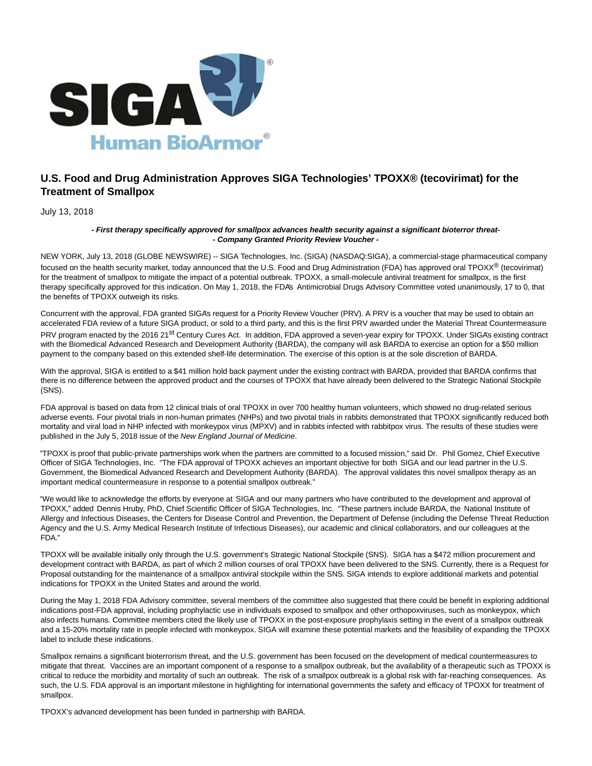# U.S. Food and Drug Administration Approves SIGA Technologies' TPOXX® (tecovirimat) for the Treatment of Smallpox

July 13, 2018

***- First therapy specifically approved for smallpox advances health security against a significant bioterror threat-***
***- Company Granted Priority Review Voucher -***

NEW YORK, July 13, 2018 (GLOBE NEWSWIRE) -- SIGA Technologies, Inc. (SIGA) (NASDAQ:SIGA), a commercial-stage pharmaceutical company focused on the health security market, today announced that the U.S. Food and Drug Administration (FDA) has approved oral TPOXX® (tecovirimat) for the treatment of smallpox to mitigate the impact of a potential outbreak. TPOXX, a small-molecule antiviral treatment for smallpox, is the first therapy specifically approved for this indication. On May 1, 2018, the FDA's Antimicrobial Drugs Advisory Committee voted unanimously, 17 to 0, that the benefits of TPOXX outweigh its risks.

Concurrent with the approval, FDA granted SIGA's request for a Priority Review Voucher (PRV). A PRV is a voucher that may be used to obtain an accelerated FDA review of a future SIGA product, or sold to a third party, and this is the first PRV awarded under the Material Threat Countermeasure PRV program enacted by the 2016 21st Century Cures Act. In addition, FDA approved a seven-year expiry for TPOXX. Under SIGA's existing contract with the Biomedical Advanced Research and Development Authority (BARDA), the company will ask BARDA to exercise an option for a $50 million payment to the company based on this extended shelf-life determination. The exercise of this option is at the sole discretion of BARDA.

With the approval, SIGA is entitled to a $41 million hold back payment under the existing contract with BARDA, provided that BARDA confirms that there is no difference between the approved product and the courses of TPOXX that have already been delivered to the Strategic National Stockpile (SNS).

FDA approval is based on data from 12 clinical trials of oral TPOXX in over 700 healthy human volunteers, which showed no drug-related serious adverse events. Four pivotal trials in non-human primates (NHPs) and two pivotal trials in rabbits demonstrated that TPOXX significantly reduced both mortality and viral load in NHP infected with monkeypox virus (MPXV) and in rabbits infected with rabbitpox virus. The results of these studies were published in the July 5, 2018 issue of the *New England Journal of Medicine*.

"TPOXX is proof that public-private partnerships work when the partners are committed to a focused mission," said Dr. Phil Gomez, Chief Executive Officer of SIGA Technologies, Inc. "The FDA approval of TPOXX achieves an important objective for both SIGA and our lead partner in the U.S. Government, the Biomedical Advanced Research and Development Authority (BARDA). The approval validates this novel smallpox therapy as an important medical countermeasure in response to a potential smallpox outbreak."

"We would like to acknowledge the efforts by everyone at SIGA and our many partners who have contributed to the development and approval of TPOXX," added Dennis Hruby, PhD, Chief Scientific Officer of SIGA Technologies, Inc. "These partners include BARDA, the National Institute of Allergy and Infectious Diseases, the Centers for Disease Control and Prevention, the Department of Defense (including the Defense Threat Reduction Agency and the U.S. Army Medical Research Institute of Infectious Diseases), our academic and clinical collaborators, and our colleagues at the FDA."

TPOXX will be available initially only through the U.S. government's Strategic National Stockpile (SNS). SIGA has a $472 million procurement and development contract with BARDA, as part of which 2 million courses of oral TPOXX have been delivered to the SNS. Currently, there is a Request for Proposal outstanding for the maintenance of a smallpox antiviral stockpile within the SNS. SIGA intends to explore additional markets and potential indications for TPOXX in the United States and around the world.

During the May 1, 2018 FDA Advisory committee, several members of the committee also suggested that there could be benefit in exploring additional indications post-FDA approval, including prophylactic use in individuals exposed to smallpox and other orthopoxviruses, such as monkeypox, which also infects humans. Committee members cited the likely use of TPOXX in the post-exposure prophylaxis setting in the event of a smallpox outbreak and a 15-20% mortality rate in people infected with monkeypox. SIGA will examine these potential markets and the feasibility of expanding the TPOXX label to include these indications.

Smallpox remains a significant bioterrorism threat, and the U.S. government has been focused on the development of medical countermeasures to mitigate that threat. Vaccines are an important component of a response to a smallpox outbreak, but the availability of a therapeutic such as TPOXX is critical to reduce the morbidity and mortality of such an outbreak. The risk of a smallpox outbreak is a global risk with far-reaching consequences. As such, the U.S. FDA approval is an important milestone in highlighting for international governments the safety and efficacy of TPOXX for treatment of smallpox.

TPOXX's advanced development has been funded in partnership with BARDA.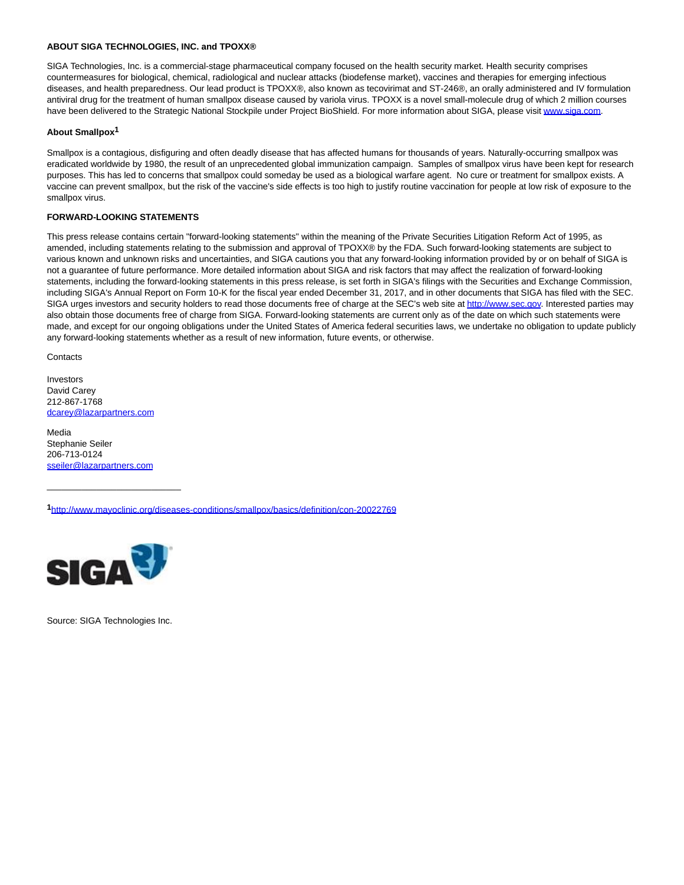**ABOUT SIGA TECHNOLOGIES, INC. and TPOXX®**

SIGA Technologies, Inc. is a commercial-stage pharmaceutical company focused on the health security market. Health security comprises countermeasures for biological, chemical, radiological and nuclear attacks (biodefense market), vaccines and therapies for emerging infectious diseases, and health preparedness. Our lead product is TPOXX®, also known as tecovirimat and ST-246®, an orally administered and IV formulation antiviral drug for the treatment of human smallpox disease caused by variola virus. TPOXX is a novel small-molecule drug of which 2 million courses have been delivered to the Strategic National Stockpile under Project BioShield. For more information about SIGA, please visit www.siga.com.

**About Smallpox[1]**

Smallpox is a contagious, disfiguring and often deadly disease that has affected humans for thousands of years. Naturally-occurring smallpox was eradicated worldwide by 1980, the result of an unprecedented global immunization campaign. Samples of smallpox virus have been kept for research purposes. This has led to concerns that smallpox could someday be used as a biological warfare agent. No cure or treatment for smallpox exists. A vaccine can prevent smallpox, but the risk of the vaccine's side effects is too high to justify routine vaccination for people at low risk of exposure to the smallpox virus.

**FORWARD-LOOKING STATEMENTS**

This press release contains certain "forward-looking statements" within the meaning of the Private Securities Litigation Reform Act of 1995, as amended, including statements relating to the submission and approval of TPOXX® by the FDA. Such forward-looking statements are subject to various known and unknown risks and uncertainties, and SIGA cautions you that any forward-looking information provided by or on behalf of SIGA is not a guarantee of future performance. More detailed information about SIGA and risk factors that may affect the realization of forward-looking statements, including the forward-looking statements in this press release, is set forth in SIGA's filings with the Securities and Exchange Commission, including SIGA's Annual Report on Form 10-K for the fiscal year ended December 31, 2017, and in other documents that SIGA has filed with the SEC. SIGA urges investors and security holders to read those documents free of charge at the SEC's web site at http://www.sec.gov. Interested parties may also obtain those documents free of charge from SIGA. Forward-looking statements are current only as of the date on which such statements were made, and except for our ongoing obligations under the United States of America federal securities laws, we undertake no obligation to update publicly any forward-looking statements whether as a result of new information, future events, or otherwise.

Contacts

Investors
David Carey
212-867-1768
dcarey@lazarpartners.com

Media
Stephanie Seiler
206-713-0124
sseiler@lazarpartners.com

---

[1] http://www.mayoclinic.org/diseases-conditions/smallpox/basics/definition/con-20022769

Source: SIGA Technologies Inc.